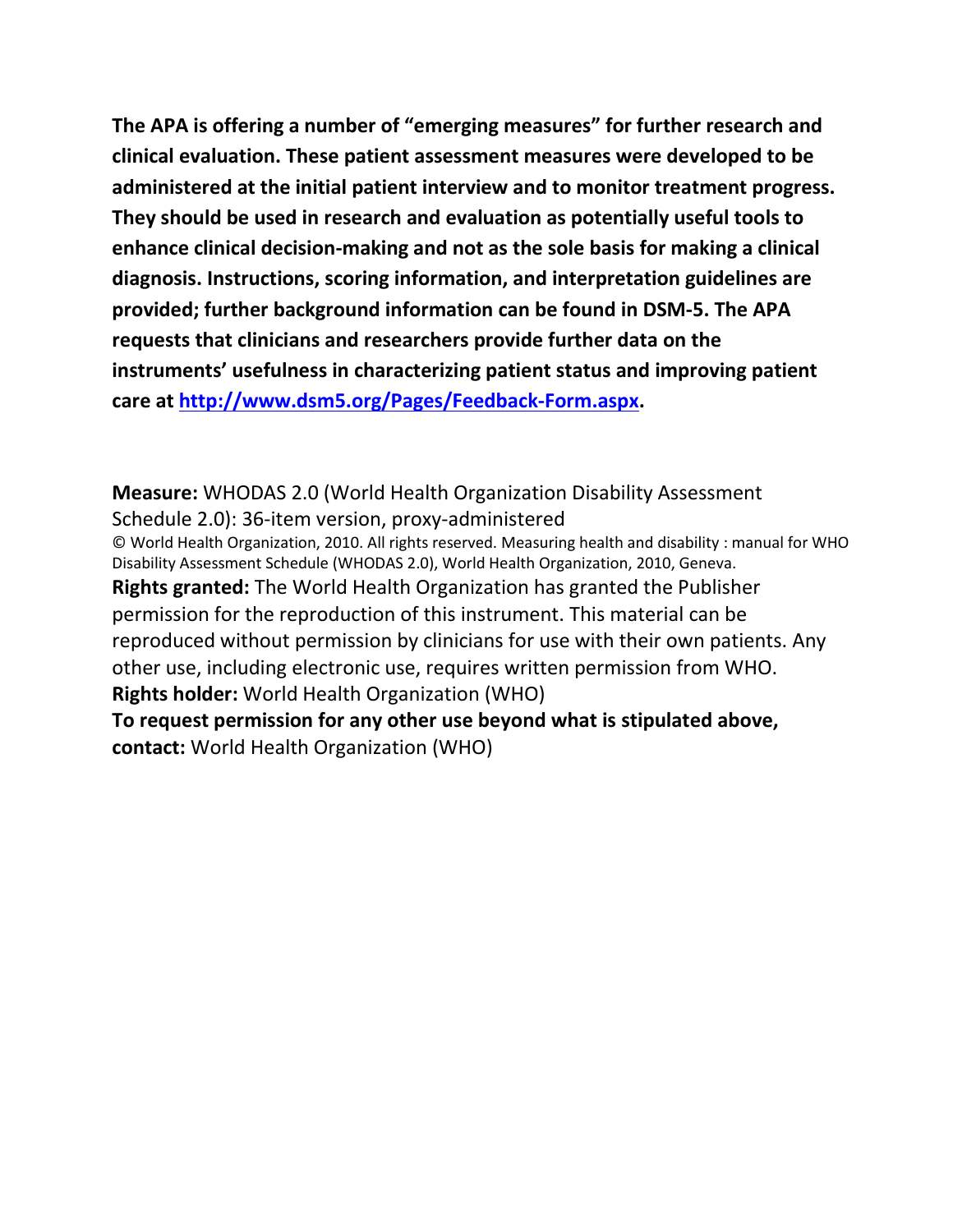**The APA is offering a number of "emerging measures" for further research and clinical evaluation. These patient assessment measures were developed to be administered at the initial patient interview and to monitor treatment progress. They should be used in research and evaluation as potentially useful tools to enhance clinical decision-making and not as the sole basis for making a clinical diagnosis. Instructions, scoring information, and interpretation guidelines are provided; further background information can be found in DSM-5. The APA requests that clinicians and researchers provide further data on the instruments' usefulness in characterizing patient status and improving patient care at [http://www.dsm5.org/Pages/Feedback-Form.aspx](http://www.dsm5.org/Pages/Feedback-Form.aspx).**

**Measure:** WHODAS 2.0 (World Health Organization Disability Assessment Schedule 2.0): 36-item version, proxy-administered

© World Health Organization, 2010. All rights reserved. Measuring health and disability : manual for WHO Disability Assessment Schedule (WHODAS 2.0), World Health Organization, 2010, Geneva.

**Rights granted:** The World Health Organization has granted the Publisher permission for the reproduction of this instrument. This material can be reproduced without permission by clinicians for use with their own patients. Any other use, including electronic use, requires written permission from WHO.

**Rights holder:** World Health Organization (WHO)

**To request permission for any other use beyond what is stipulated above, contact:** World Health Organization (WHO)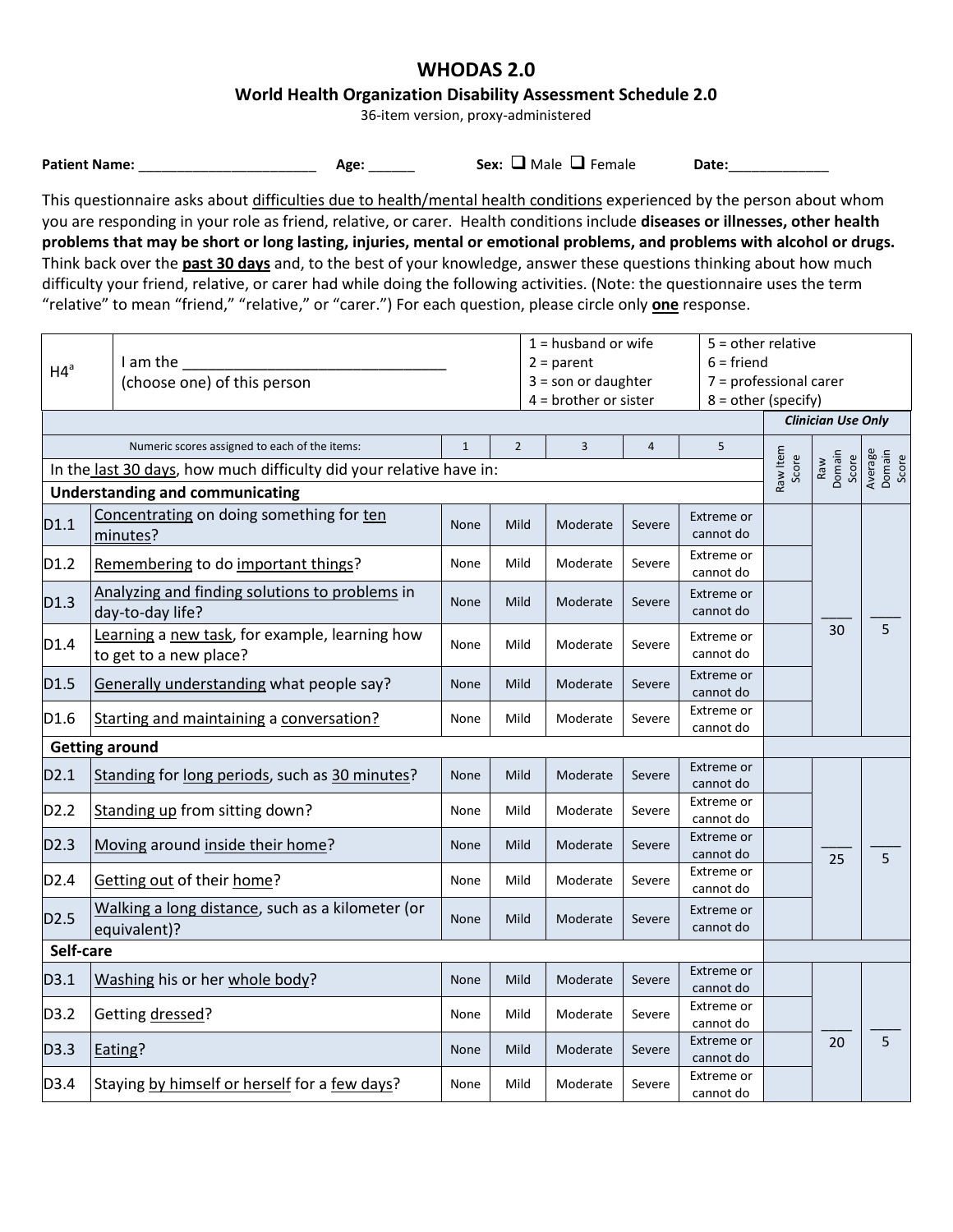# WHODAS 2.0

## World Health Organization Disability Assessment Schedule 2.0

36-item version, proxy-administered

**Patient Name:** ______________________ **Age:** ______ **Sex:** ❑ Male ❑ Female **Date:**_____________

This questionnaire asks about difficulties due to health/mental health conditions experienced by the person about whom you are responding in your role as friend, relative, or carer. Health conditions include **diseases or illnesses, other health problems that may be short or long lasting, injuries, mental or emotional problems, and problems with alcohol or drugs.** Think back over the **past 30 days** and, to the best of your knowledge, answer these questions thinking about how much difficulty your friend, relative, or carer had while doing the following activities. (Note: the questionnaire uses the term "relative" to mean "friend," "relative," or "carer.") For each question, please circle only **one** response.

| H4[a] | I am the ______________________________ (choose one) of this person | 1 = husband or wife<br>2 = parent<br>3 = son or daughter<br>4 = brother or sister | 5 = other relative<br>6 = friend<br>7 = professional carer<br>8 = other (specify) |
|---|---|---|---|

| | | | | | | | *Clinician Use Only* | | |
|---|---|---|---|---|---|---|---|---|---|
| Numeric scores assigned to each of the items: | | 1 | 2 | 3 | 4 | 5 | Raw Item Score | Raw Domain Score | Average Domain Score |
| In the last 30 days, how much difficulty did your relative have in: | | | | | | | | | |
| **Understanding and communicating** | | | | | | | | | |
| D1.1 | Concentrating on doing something for ten minutes? | None | Mild | Moderate | Severe | Extreme or cannot do | | | |
| D1.2 | Remembering to do important things? | None | Mild | Moderate | Severe | Extreme or cannot do | | | |
| D1.3 | Analyzing and finding solutions to problems in day-to-day life? | None | Mild | Moderate | Severe | Extreme or cannot do | | ____ 30 | ____ 5 |
| D1.4 | Learning a new task, for example, learning how to get to a new place? | None | Mild | Moderate | Severe | Extreme or cannot do | | | |
| D1.5 | Generally understanding what people say? | None | Mild | Moderate | Severe | Extreme or cannot do | | | |
| D1.6 | Starting and maintaining a conversation? | None | Mild | Moderate | Severe | Extreme or cannot do | | | |
| **Getting around** | | | | | | | | | |
| D2.1 | Standing for long periods, such as 30 minutes? | None | Mild | Moderate | Severe | Extreme or cannot do | | | |
| D2.2 | Standing up from sitting down? | None | Mild | Moderate | Severe | Extreme or cannot do | | | |
| D2.3 | Moving around inside their home? | None | Mild | Moderate | Severe | Extreme or cannot do | | ____ 25 | ____ 5 |
| D2.4 | Getting out of their home? | None | Mild | Moderate | Severe | Extreme or cannot do | | | |
| D2.5 | Walking a long distance, such as a kilometer (or equivalent)? | None | Mild | Moderate | Severe | Extreme or cannot do | | | |
| **Self-care** | | | | | | | | | |
| D3.1 | Washing his or her whole body? | None | Mild | Moderate | Severe | Extreme or cannot do | | | |
| D3.2 | Getting dressed? | None | Mild | Moderate | Severe | Extreme or cannot do | | ____ 20 | ____ 5 |
| D3.3 | Eating? | None | Mild | Moderate | Severe | Extreme or cannot do | | | |
| D3.4 | Staying by himself or herself for a few days? | None | Mild | Moderate | Severe | Extreme or cannot do | | | |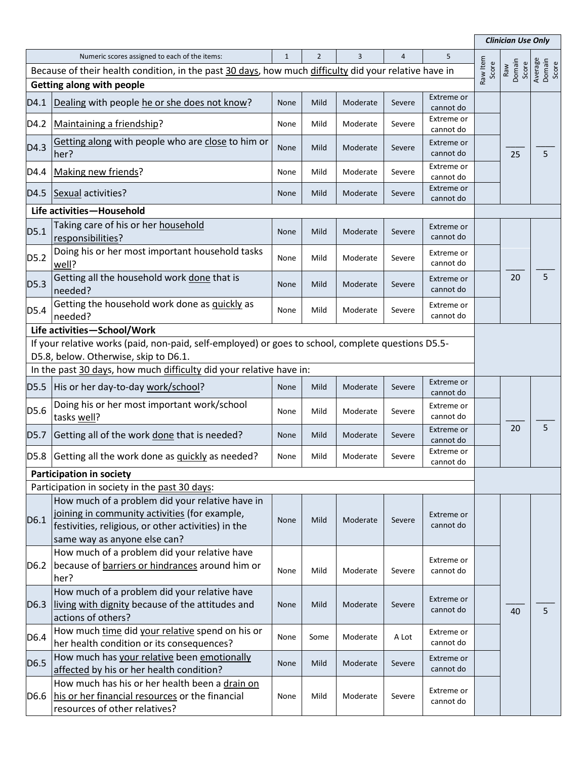| | Numeric scores assigned to each of the items: | 1 | 2 | 3 | 4 | 5 | Clinician Use Only | | |
|---|---|---|---|---|---|---|---|---|---|
| | Because of their health condition, in the past 30 days, how much difficulty did your relative have in | | | | | | Raw Item Score | Raw Domain Score | Average Domain Score |
| | **Getting along with people** | | | | | | | | |
| D4.1 | Dealing with people he or she does not know? | None | Mild | Moderate | Severe | Extreme or cannot do | | ____ 25 | ____ 5 |
| D4.2 | Maintaining a friendship? | None | Mild | Moderate | Severe | Extreme or cannot do | | | |
| D4.3 | Getting along with people who are close to him or her? | None | Mild | Moderate | Severe | Extreme or cannot do | | | |
| D4.4 | Making new friends? | None | Mild | Moderate | Severe | Extreme or cannot do | | | |
| D4.5 | Sexual activities? | None | Mild | Moderate | Severe | Extreme or cannot do | | | |
| | **Life activities—Household** | | | | | | | | |
| D5.1 | Taking care of his or her household responsibilities? | None | Mild | Moderate | Severe | Extreme or cannot do | | ____ 20 | ____ 5 |
| D5.2 | Doing his or her most important household tasks well? | None | Mild | Moderate | Severe | Extreme or cannot do | | | |
| D5.3 | Getting all the household work done that is needed? | None | Mild | Moderate | Severe | Extreme or cannot do | | | |
| D5.4 | Getting the household work done as quickly as needed? | None | Mild | Moderate | Severe | Extreme or cannot do | | | |
| | **Life activities—School/Work** | | | | | | | | |
| | If your relative works (paid, non-paid, self-employed) or goes to school, complete questions D5.5-D5.8, below. Otherwise, skip to D6.1. | | | | | | | | |
| | In the past 30 days, how much difficulty did your relative have in: | | | | | | | | |
| D5.5 | His or her day-to-day work/school? | None | Mild | Moderate | Severe | Extreme or cannot do | | ____ 20 | ____ 5 |
| D5.6 | Doing his or her most important work/school tasks well? | None | Mild | Moderate | Severe | Extreme or cannot do | | | |
| D5.7 | Getting all of the work done that is needed? | None | Mild | Moderate | Severe | Extreme or cannot do | | | |
| D5.8 | Getting all the work done as quickly as needed? | None | Mild | Moderate | Severe | Extreme or cannot do | | | |
| | **Participation in society** | | | | | | | | |
| | Participation in society in the past 30 days: | | | | | | | | |
| D6.1 | How much of a problem did your relative have in joining in community activities (for example, festivities, religious, or other activities) in the same way as anyone else can? | None | Mild | Moderate | Severe | Extreme or cannot do | | ____ 40 | ____ 5 |
| D6.2 | How much of a problem did your relative have because of barriers or hindrances around him or her? | None | Mild | Moderate | Severe | Extreme or cannot do | | | |
| D6.3 | How much of a problem did your relative have living with dignity because of the attitudes and actions of others? | None | Mild | Moderate | Severe | Extreme or cannot do | | | |
| D6.4 | How much time did your relative spend on his or her health condition or its consequences? | None | Some | Moderate | A Lot | Extreme or cannot do | | | |
| D6.5 | How much has your relative been emotionally affected by his or her health condition? | None | Mild | Moderate | Severe | Extreme or cannot do | | | |
| D6.6 | How much has his or her health been a drain on his or her financial resources or the financial resources of other relatives? | None | Mild | Moderate | Severe | Extreme or cannot do | | | |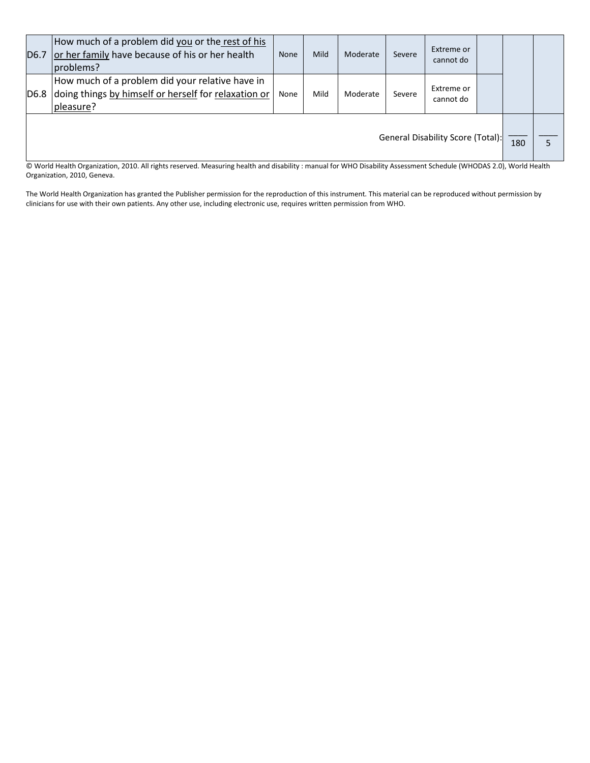| | | | | | | | | | |
|---|---|---|---|---|---|---|---|---|---|
| D6.7 | How much of a problem did you or the rest of his or her family have because of his or her health problems? | None | Mild | Moderate | Severe | Extreme or cannot do | | | |
| D6.8 | How much of a problem did your relative have in doing things by himself or herself for relaxation or pleasure? | None | Mild | Moderate | Severe | Extreme or cannot do | | | |
| | | | | | | General Disability Score (Total): | | ____ 180 | ____ 5 |

© World Health Organization, 2010. All rights reserved. Measuring health and disability : manual for WHO Disability Assessment Schedule (WHODAS 2.0), World Health Organization, 2010, Geneva.

The World Health Organization has granted the Publisher permission for the reproduction of this instrument. This material can be reproduced without permission by clinicians for use with their own patients. Any other use, including electronic use, requires written permission from WHO.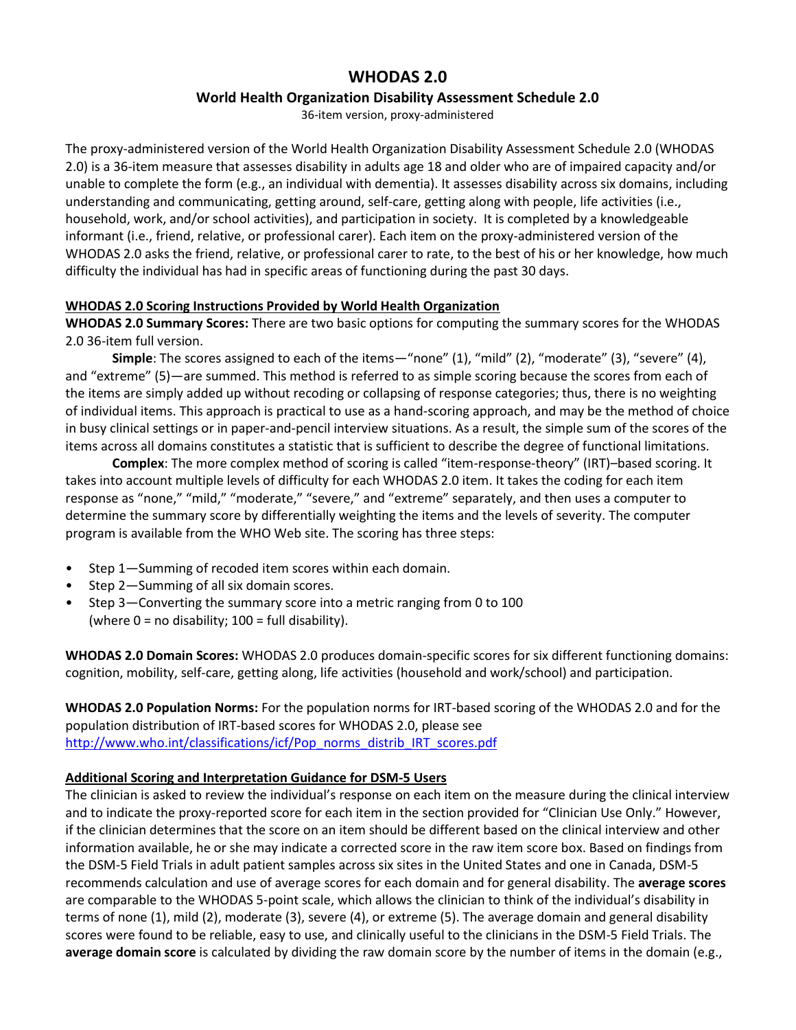# WHODAS 2.0

## World Health Organization Disability Assessment Schedule 2.0

36-item version, proxy-administered

The proxy-administered version of the World Health Organization Disability Assessment Schedule 2.0 (WHODAS 2.0) is a 36-item measure that assesses disability in adults age 18 and older who are of impaired capacity and/or unable to complete the form (e.g., an individual with dementia). It assesses disability across six domains, including understanding and communicating, getting around, self-care, getting along with people, life activities (i.e., household, work, and/or school activities), and participation in society. It is completed by a knowledgeable informant (i.e., friend, relative, or professional carer). Each item on the proxy-administered version of the WHODAS 2.0 asks the friend, relative, or professional carer to rate, to the best of his or her knowledge, how much difficulty the individual has had in specific areas of functioning during the past 30 days.

**WHODAS 2.0 Scoring Instructions Provided by World Health Organization**

**WHODAS 2.0 Summary Scores:** There are two basic options for computing the summary scores for the WHODAS 2.0 36-item full version.

**Simple**: The scores assigned to each of the items—"none" (1), "mild" (2), "moderate" (3), "severe" (4), and "extreme" (5)—are summed. This method is referred to as simple scoring because the scores from each of the items are simply added up without recoding or collapsing of response categories; thus, there is no weighting of individual items. This approach is practical to use as a hand-scoring approach, and may be the method of choice in busy clinical settings or in paper-and-pencil interview situations. As a result, the simple sum of the scores of the items across all domains constitutes a statistic that is sufficient to describe the degree of functional limitations.

**Complex**: The more complex method of scoring is called "item-response-theory" (IRT)–based scoring. It takes into account multiple levels of difficulty for each WHODAS 2.0 item. It takes the coding for each item response as "none," "mild," "moderate," "severe," and "extreme" separately, and then uses a computer to determine the summary score by differentially weighting the items and the levels of severity. The computer program is available from the WHO Web site. The scoring has three steps:

- Step 1—Summing of recoded item scores within each domain.
- Step 2—Summing of all six domain scores.
- Step 3—Converting the summary score into a metric ranging from 0 to 100 (where 0 = no disability; 100 = full disability).

**WHODAS 2.0 Domain Scores:** WHODAS 2.0 produces domain-specific scores for six different functioning domains: cognition, mobility, self-care, getting along, life activities (household and work/school) and participation.

**WHODAS 2.0 Population Norms:** For the population norms for IRT-based scoring of the WHODAS 2.0 and for the population distribution of IRT-based scores for WHODAS 2.0, please see http://www.who.int/classifications/icf/Pop_norms_distrib_IRT_scores.pdf

**Additional Scoring and Interpretation Guidance for DSM-5 Users**

The clinician is asked to review the individual's response on each item on the measure during the clinical interview and to indicate the proxy-reported score for each item in the section provided for "Clinician Use Only." However, if the clinician determines that the score on an item should be different based on the clinical interview and other information available, he or she may indicate a corrected score in the raw item score box. Based on findings from the DSM-5 Field Trials in adult patient samples across six sites in the United States and one in Canada, DSM-5 recommends calculation and use of average scores for each domain and for general disability. The **average scores** are comparable to the WHODAS 5-point scale, which allows the clinician to think of the individual's disability in terms of none (1), mild (2), moderate (3), severe (4), or extreme (5). The average domain and general disability scores were found to be reliable, easy to use, and clinically useful to the clinicians in the DSM-5 Field Trials. The **average domain score** is calculated by dividing the raw domain score by the number of items in the domain (e.g.,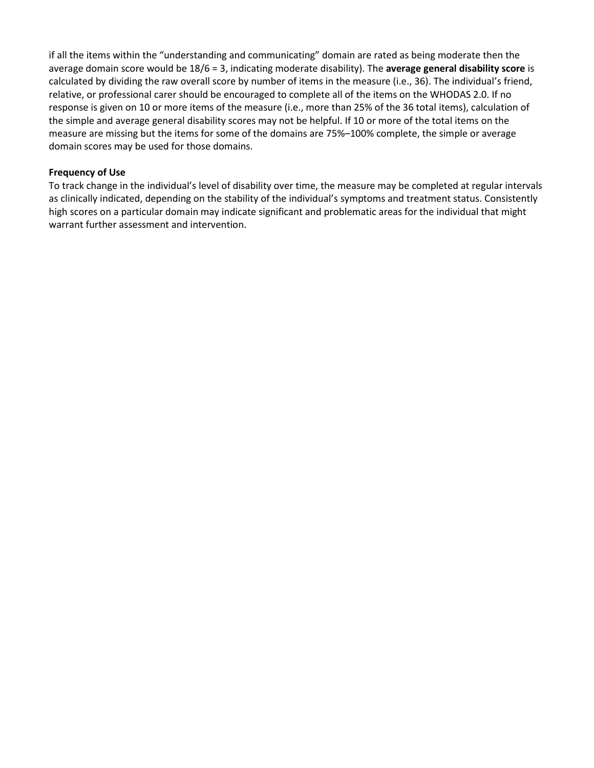if all the items within the “understanding and communicating” domain are rated as being moderate then the average domain score would be 18/6 = 3, indicating moderate disability). The **average general disability score** is calculated by dividing the raw overall score by number of items in the measure (i.e., 36). The individual’s friend, relative, or professional carer should be encouraged to complete all of the items on the WHODAS 2.0. If no response is given on 10 or more items of the measure (i.e., more than 25% of the 36 total items), calculation of the simple and average general disability scores may not be helpful. If 10 or more of the total items on the measure are missing but the items for some of the domains are 75%–100% complete, the simple or average domain scores may be used for those domains.

**Frequency of Use**

To track change in the individual’s level of disability over time, the measure may be completed at regular intervals as clinically indicated, depending on the stability of the individual’s symptoms and treatment status. Consistently high scores on a particular domain may indicate significant and problematic areas for the individual that might warrant further assessment and intervention.